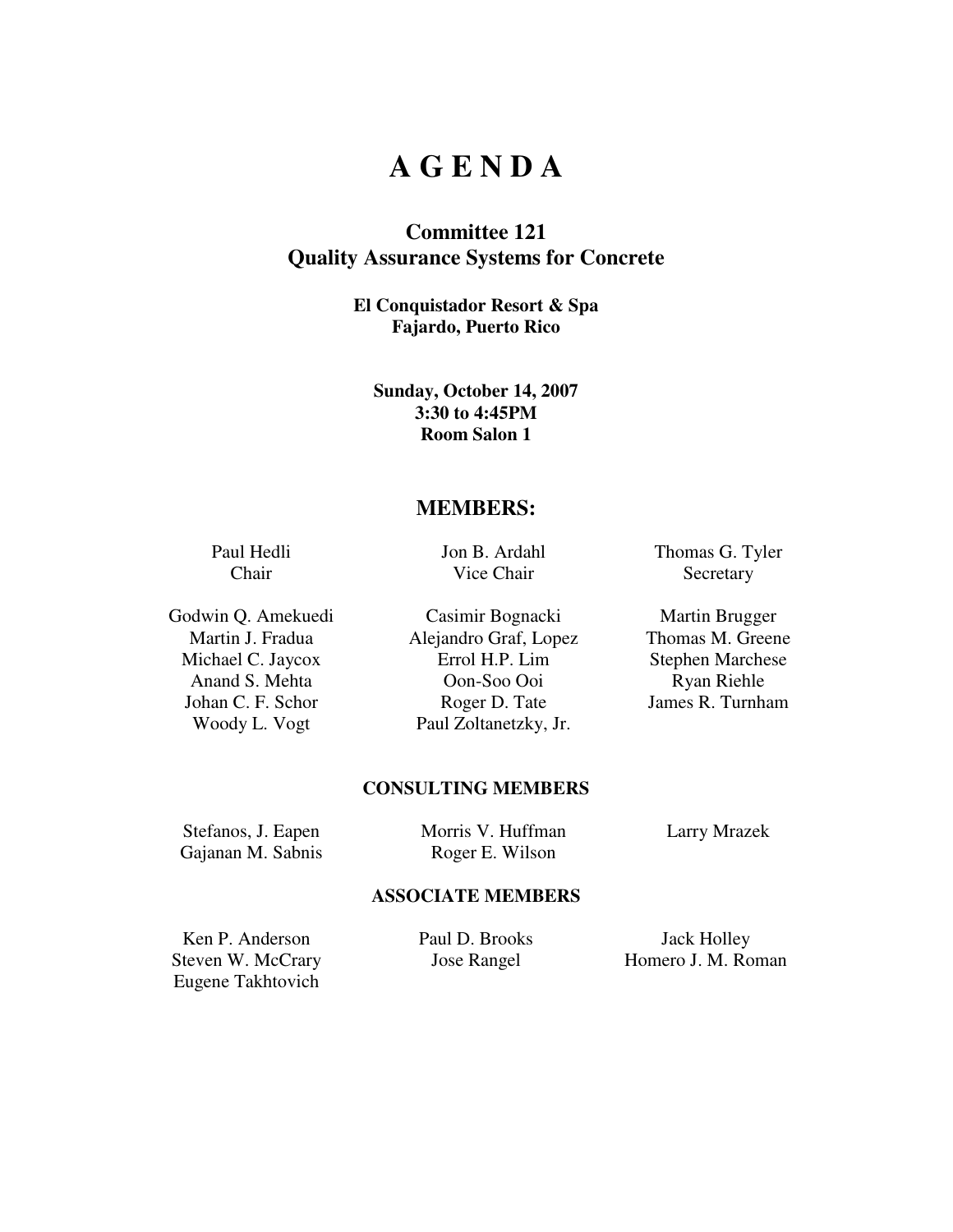# A G E N D A

## Committee 121
## Quality Assurance Systems for Concrete

**El Conquistador Resort & Spa**
**Fajardo, Puerto Rico**

**Sunday, October 14, 2007**
**3:30 to 4:45PM**
**Room Salon 1**

## MEMBERS:

Paul Hedli
Chair

Jon B. Ardahl
Vice Chair

Thomas G. Tyler
Secretary

Godwin Q. Amekuedi
Casimir Bognacki
Martin Brugger
Martin J. Fradua
Alejandro Graf, Lopez
Thomas M. Greene
Michael C. Jaycox
Errol H.P. Lim
Stephen Marchese
Anand S. Mehta
Oon-Soo Ooi
Ryan Riehle
Johan C. F. Schor
Roger D. Tate
James R. Turnham
Woody L. Vogt
Paul Zoltanetzky, Jr.

### CONSULTING MEMBERS

Stefanos, J. Eapen
Morris V. Huffman
Larry Mrazek
Gajanan M. Sabnis
Roger E. Wilson

### ASSOCIATE MEMBERS

Ken P. Anderson
Paul D. Brooks
Jack Holley
Steven W. McCrary
Jose Rangel
Homero J. M. Roman
Eugene Takhtovich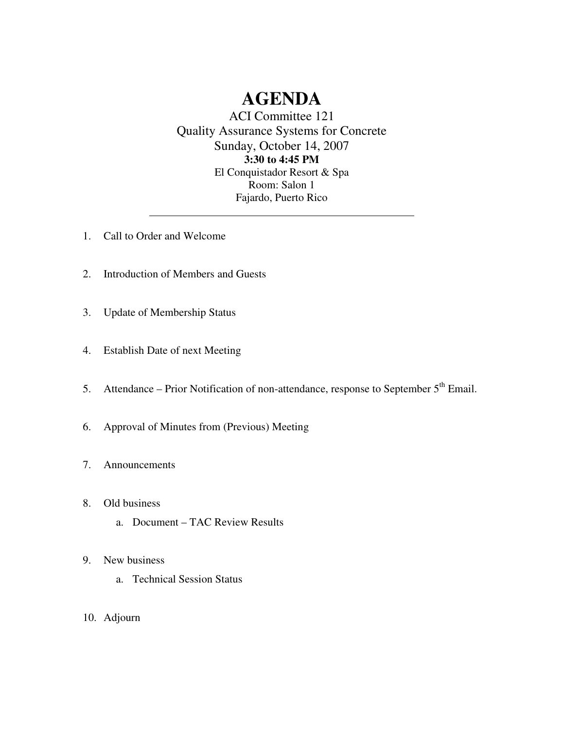# AGENDA

ACI Committee 121
Quality Assurance Systems for Concrete
Sunday, October 14, 2007
**3:30 to 4:45 PM**
El Conquistador Resort & Spa
Room: Salon 1
Fajardo, Puerto Rico

---

1. Call to Order and Welcome

2. Introduction of Members and Guests

3. Update of Membership Status

4. Establish Date of next Meeting

5. Attendance – Prior Notification of non-attendance, response to September 5$^{th}$ Email.

6. Approval of Minutes from (Previous) Meeting

7. Announcements

8. Old business
   a. Document – TAC Review Results

9. New business
   a. Technical Session Status

10. Adjourn